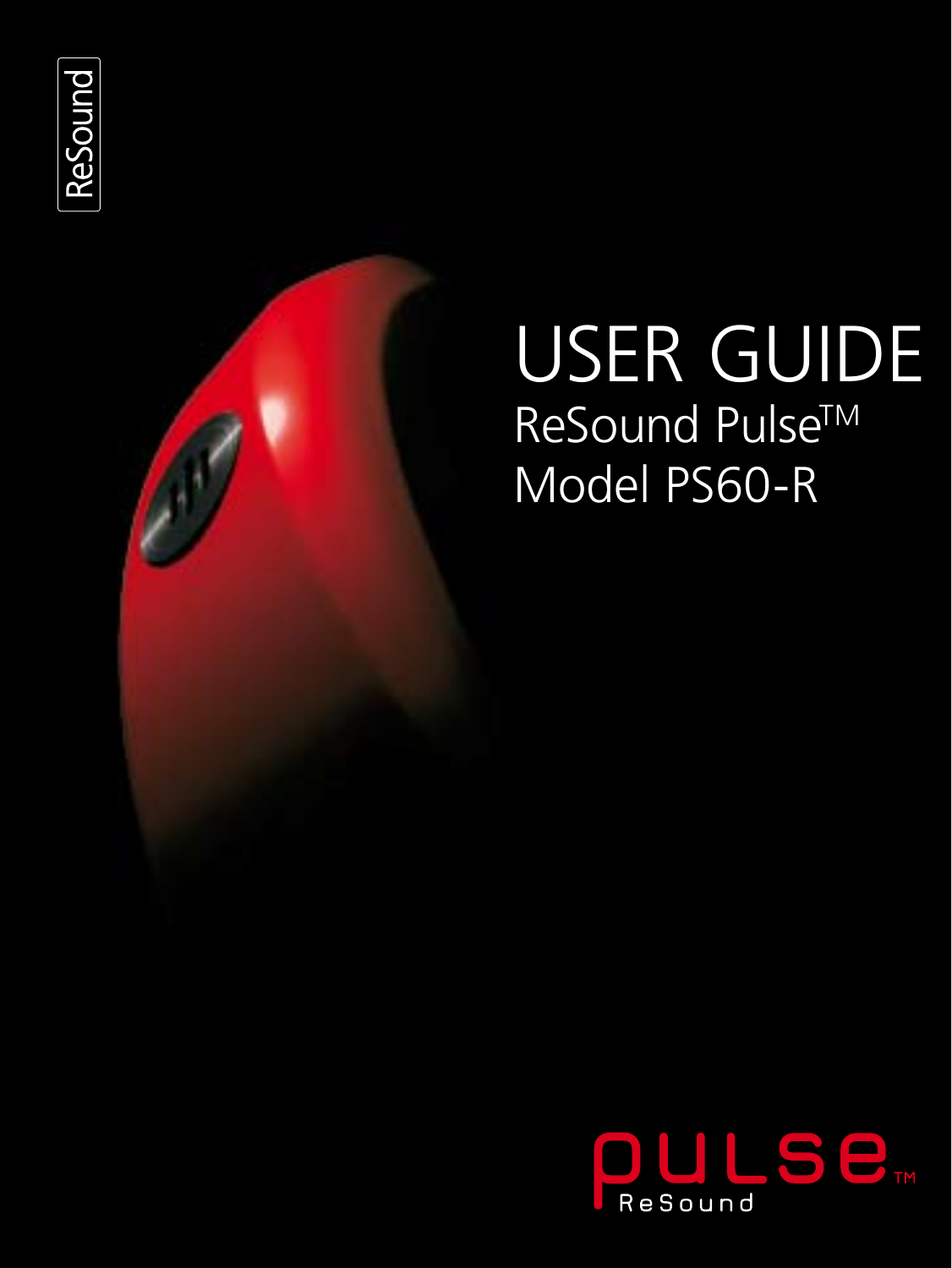ReSound

# USER GUIDE

## ReSound Pulse™
## Model PS60-R

pulse™
ReSound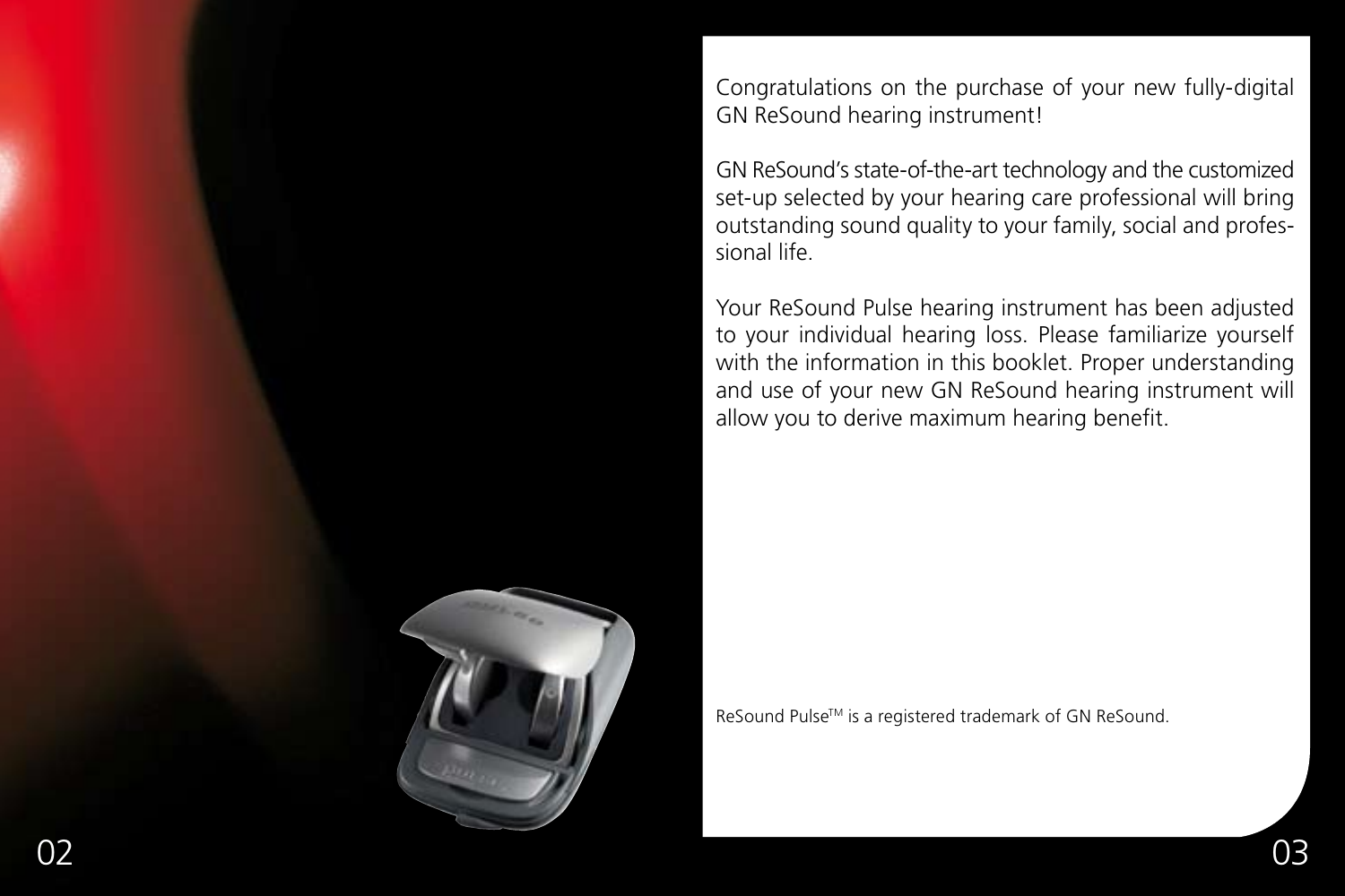Congratulations on the purchase of your new fully-digital GN ReSound hearing instrument!

GN ReSound's state-of-the-art technology and the customized set-up selected by your hearing care professional will bring outstanding sound quality to your family, social and professional life.

Your ReSound Pulse hearing instrument has been adjusted to your individual hearing loss. Please familiarize yourself with the information in this booklet. Proper understanding and use of your new GN ReSound hearing instrument will allow you to derive maximum hearing benefit.

ReSound Pulse™ is a registered trademark of GN ReSound.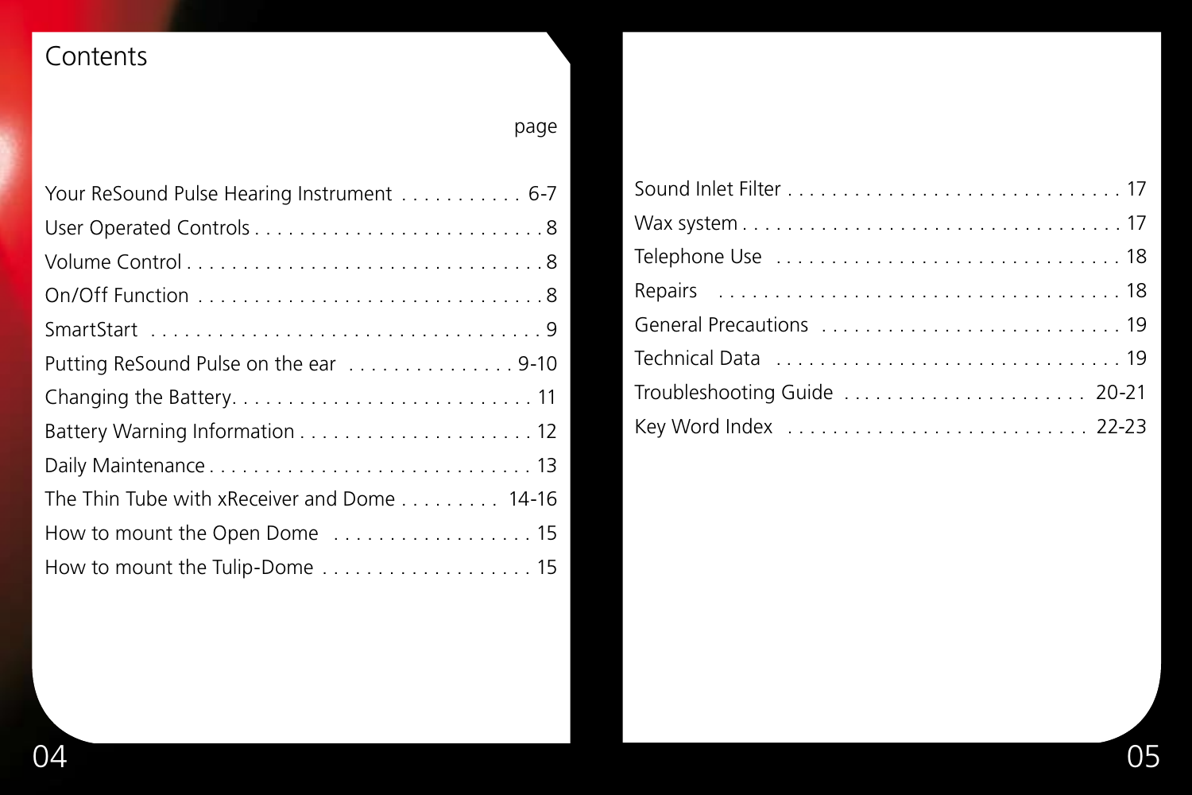# Contents

| | page |
|---|---|
| Your ReSound Pulse Hearing Instrument | 6-7 |
| User Operated Controls | 8 |
| Volume Control | 8 |
| On/Off Function | 8 |
| SmartStart | 9 |
| Putting ReSound Pulse on the ear | 9-10 |
| Changing the Battery | 11 |
| Battery Warning Information | 12 |
| Daily Maintenance | 13 |
| The Thin Tube with xReceiver and Dome | 14-16 |
| How to mount the Open Dome | 15 |
| How to mount the Tulip-Dome | 15 |
| Sound Inlet Filter | 17 |
| Wax system | 17 |
| Telephone Use | 18 |
| Repairs | 18 |
| General Precautions | 19 |
| Technical Data | 19 |
| Troubleshooting Guide | 20-21 |
| Key Word Index | 22-23 |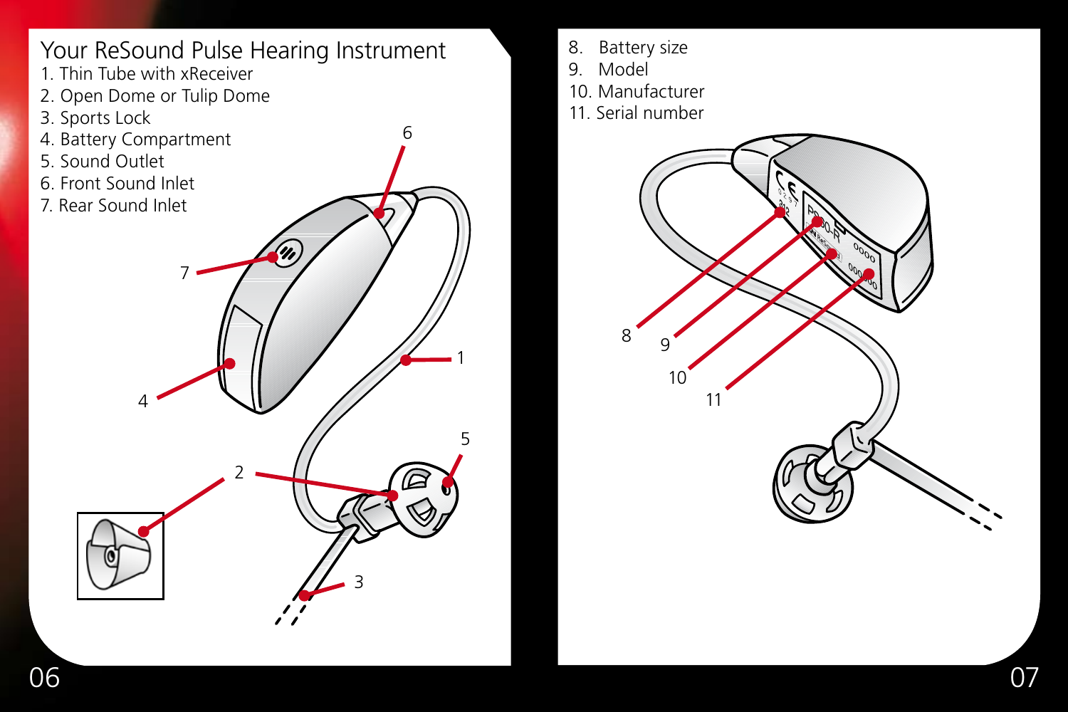# Your ReSound Pulse Hearing Instrument

1. Thin Tube with xReceiver
2. Open Dome or Tulip Dome
3. Sports Lock
4. Battery Compartment
5. Sound Outlet
6. Front Sound Inlet
7. Rear Sound Inlet

8. Battery size
9. Model
10. Manufacturer
11. Serial number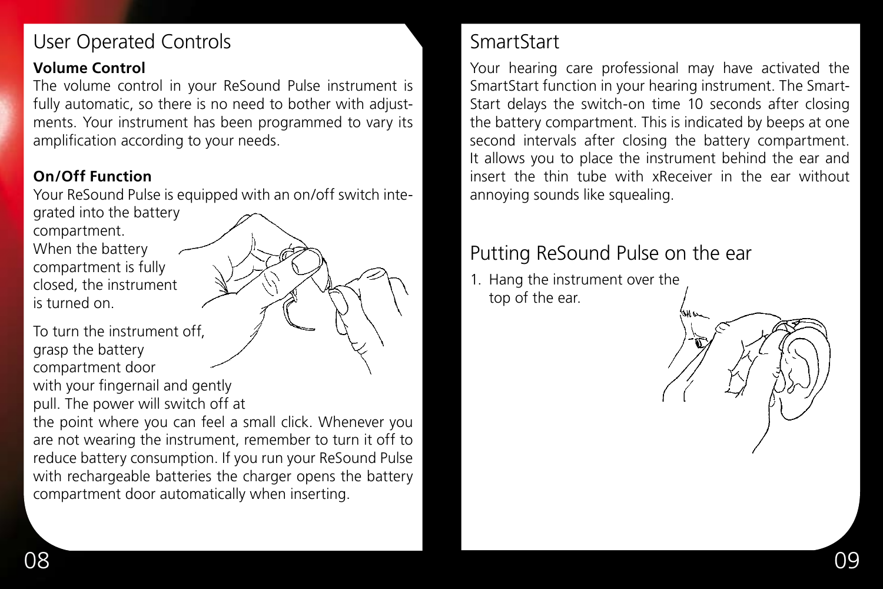## User Operated Controls

**Volume Control**

The volume control in your ReSound Pulse instrument is fully automatic, so there is no need to bother with adjustments. Your instrument has been programmed to vary its amplification according to your needs.

**On/Off Function**

Your ReSound Pulse is equipped with an on/off switch integrated into the battery compartment. When the battery compartment is fully closed, the instrument is turned on.

To turn the instrument off, grasp the battery compartment door with your fingernail and gently pull. The power will switch off at the point where you can feel a small click. Whenever you are not wearing the instrument, remember to turn it off to reduce battery consumption. If you run your ReSound Pulse with rechargeable batteries the charger opens the battery compartment door automatically when inserting.

## SmartStart

Your hearing care professional may have activated the SmartStart function in your hearing instrument. The SmartStart delays the switch-on time 10 seconds after closing the battery compartment. This is indicated by beeps at one second intervals after closing the battery compartment. It allows you to place the instrument behind the ear and insert the thin tube with xReceiver in the ear without annoying sounds like squealing.

## Putting ReSound Pulse on the ear

1. Hang the instrument over the top of the ear.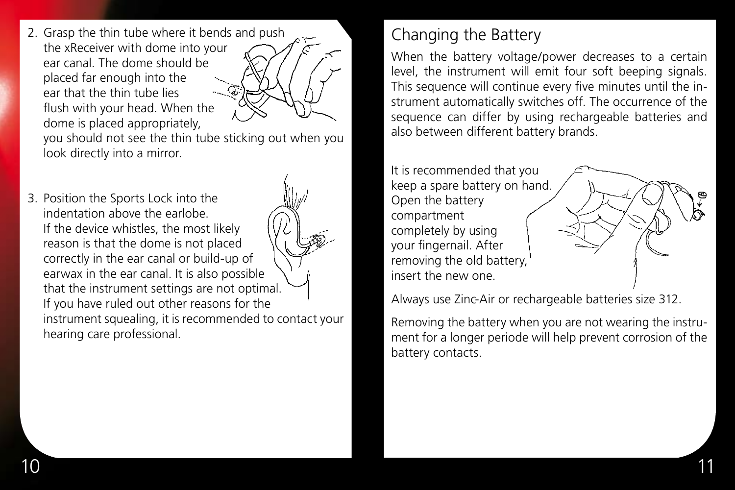2. Grasp the thin tube where it bends and push the xReceiver with dome into your ear canal. The dome should be placed far enough into the ear that the thin tube lies flush with your head. When the dome is placed appropriately, you should not see the thin tube sticking out when you look directly into a mirror.

3. Position the Sports Lock into the indentation above the earlobe. If the device whistles, the most likely reason is that the dome is not placed correctly in the ear canal or build-up of earwax in the ear canal. It is also possible that the instrument settings are not optimal. If you have ruled out other reasons for the instrument squealing, it is recommended to contact your hearing care professional.

## Changing the Battery

When the battery voltage/power decreases to a certain level, the instrument will emit four soft beeping signals. This sequence will continue every five minutes until the instrument automatically switches off. The occurrence of the sequence can differ by using rechargeable batteries and also between different battery brands.

It is recommended that you keep a spare battery on hand. Open the battery compartment completely by using your fingernail. After removing the old battery, insert the new one.

Always use Zinc-Air or rechargeable batteries size 312.

Removing the battery when you are not wearing the instrument for a longer periode will help prevent corrosion of the battery contacts.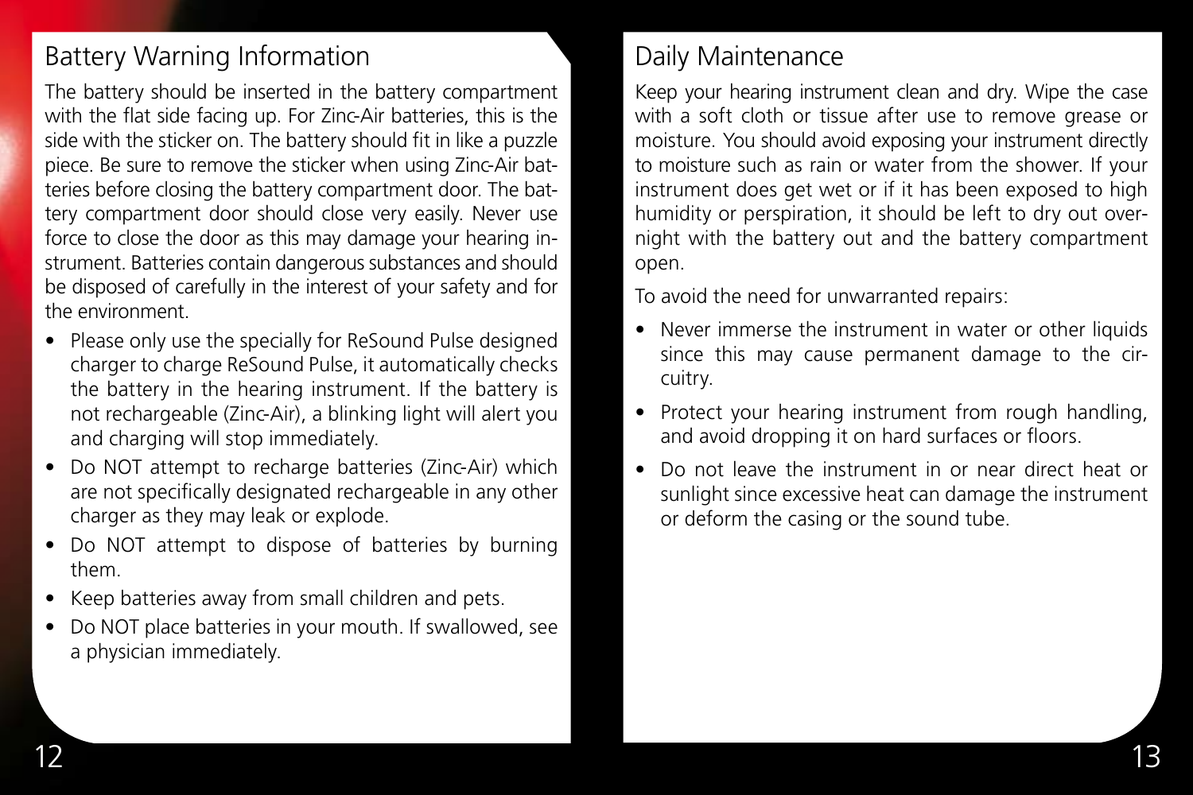## Battery Warning Information

The battery should be inserted in the battery compartment with the flat side facing up. For Zinc-Air batteries, this is the side with the sticker on. The battery should fit in like a puzzle piece. Be sure to remove the sticker when using Zinc-Air batteries before closing the battery compartment door. The battery compartment door should close very easily. Never use force to close the door as this may damage your hearing instrument. Batteries contain dangerous substances and should be disposed of carefully in the interest of your safety and for the environment.

- Please only use the specially for ReSound Pulse designed charger to charge ReSound Pulse, it automatically checks the battery in the hearing instrument. If the battery is not rechargeable (Zinc-Air), a blinking light will alert you and charging will stop immediately.
- Do NOT attempt to recharge batteries (Zinc-Air) which are not specifically designated rechargeable in any other charger as they may leak or explode.
- Do NOT attempt to dispose of batteries by burning them.
- Keep batteries away from small children and pets.
- Do NOT place batteries in your mouth. If swallowed, see a physician immediately.

## Daily Maintenance

Keep your hearing instrument clean and dry. Wipe the case with a soft cloth or tissue after use to remove grease or moisture. You should avoid exposing your instrument directly to moisture such as rain or water from the shower. If your instrument does get wet or if it has been exposed to high humidity or perspiration, it should be left to dry out overnight with the battery out and the battery compartment open.

To avoid the need for unwarranted repairs:

- Never immerse the instrument in water or other liquids since this may cause permanent damage to the circuitry.
- Protect your hearing instrument from rough handling, and avoid dropping it on hard surfaces or floors.
- Do not leave the instrument in or near direct heat or sunlight since excessive heat can damage the instrument or deform the casing or the sound tube.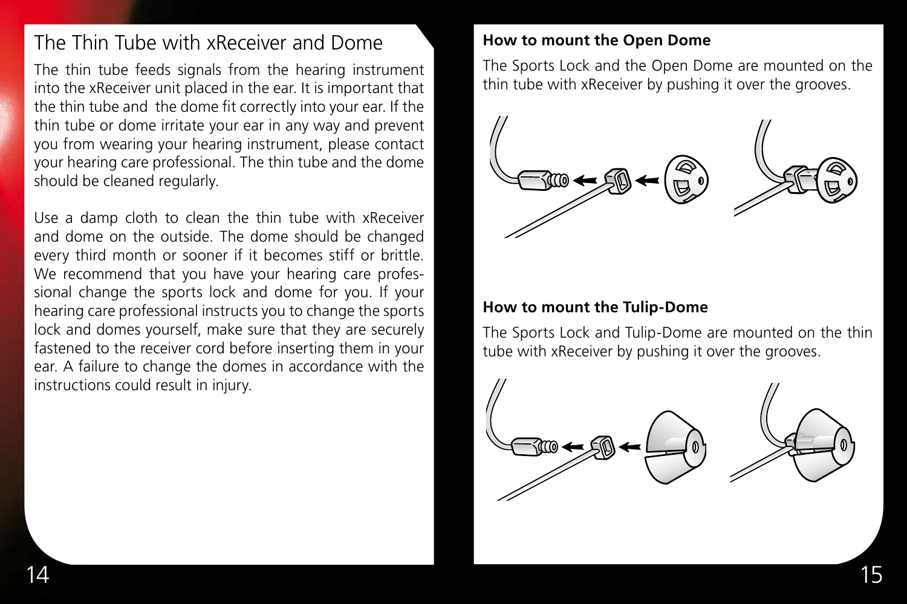## The Thin Tube with xReceiver and Dome

The thin tube feeds signals from the hearing instrument into the xReceiver unit placed in the ear. It is important that the thin tube and the dome fit correctly into your ear. If the thin tube or dome irritate your ear in any way and prevent you from wearing your hearing instrument, please contact your hearing care professional. The thin tube and the dome should be cleaned regularly.

Use a damp cloth to clean the thin tube with xReceiver and dome on the outside. The dome should be changed every third month or sooner if it becomes stiff or brittle. We recommend that you have your hearing care professional change the sports lock and dome for you. If your hearing care professional instructs you to change the sports lock and domes yourself, make sure that they are securely fastened to the receiver cord before inserting them in your ear. A failure to change the domes in accordance with the instructions could result in injury.

**How to mount the Open Dome**

The Sports Lock and the Open Dome are mounted on the thin tube with xReceiver by pushing it over the grooves.

**How to mount the Tulip-Dome**

The Sports Lock and Tulip-Dome are mounted on the thin tube with xReceiver by pushing it over the grooves.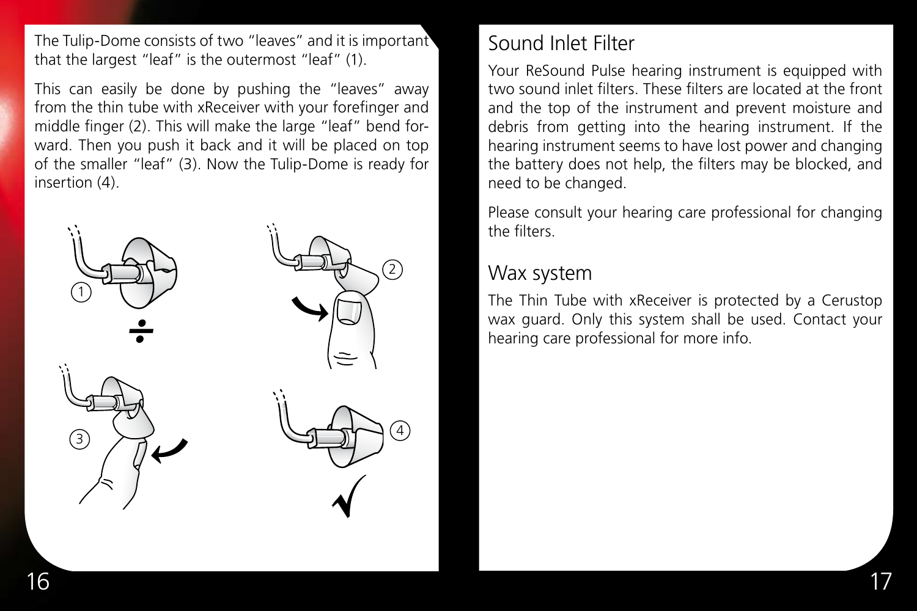The Tulip-Dome consists of two "leaves" and it is important that the largest "leaf" is the outermost "leaf" (1).

This can easily be done by pushing the "leaves" away from the thin tube with xReceiver with your forefinger and middle finger (2). This will make the large "leaf" bend forward. Then you push it back and it will be placed on top of the smaller "leaf" (3). Now the Tulip-Dome is ready for insertion (4).

1

2

3

4

## Sound Inlet Filter

Your ReSound Pulse hearing instrument is equipped with two sound inlet filters. These filters are located at the front and the top of the instrument and prevent moisture and debris from getting into the hearing instrument. If the hearing instrument seems to have lost power and changing the battery does not help, the filters may be blocked, and need to be changed.

Please consult your hearing care professional for changing the filters.

## Wax system

The Thin Tube with xReceiver is protected by a Cerustop wax guard. Only this system shall be used. Contact your hearing care professional for more info.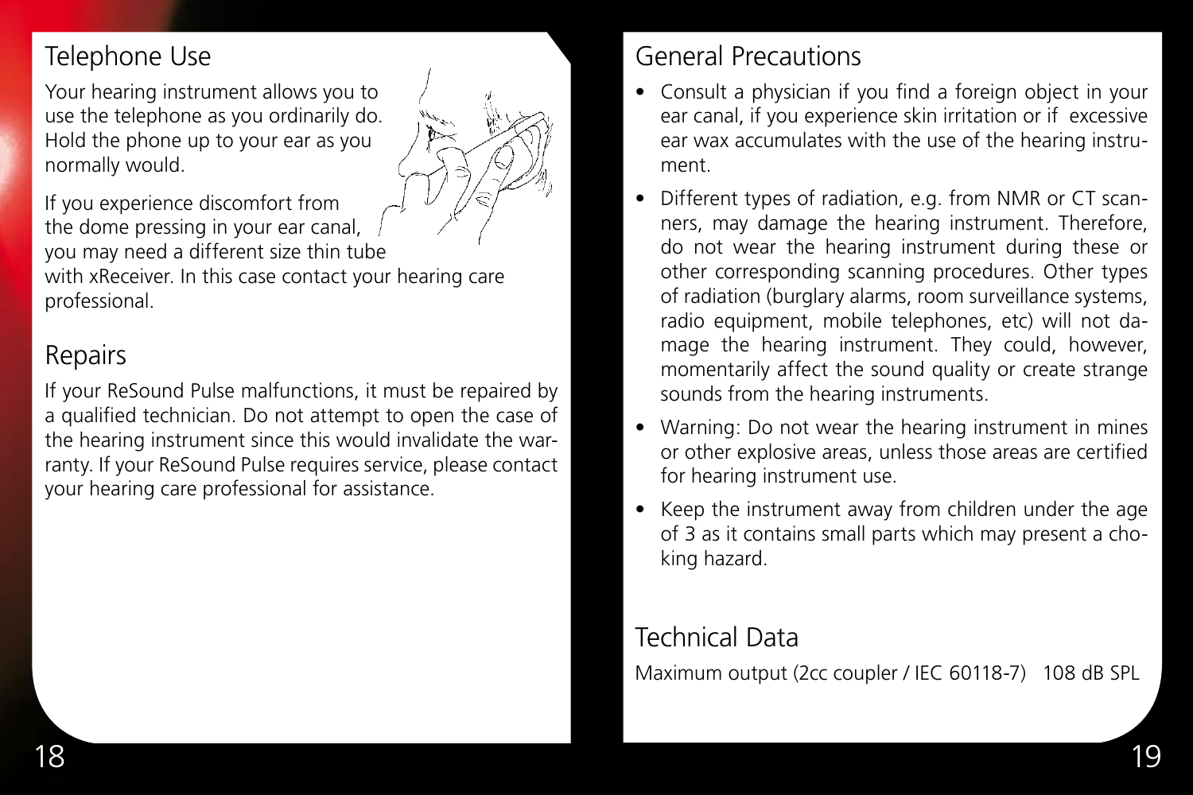## Telephone Use

Your hearing instrument allows you to use the telephone as you ordinarily do. Hold the phone up to your ear as you normally would.

If you experience discomfort from the dome pressing in your ear canal, you may need a different size thin tube with xReceiver. In this case contact your hearing care professional.

## Repairs

If your ReSound Pulse malfunctions, it must be repaired by a qualified technician. Do not attempt to open the case of the hearing instrument since this would invalidate the warranty. If your ReSound Pulse requires service, please contact your hearing care professional for assistance.

## General Precautions

- Consult a physician if you find a foreign object in your ear canal, if you experience skin irritation or if excessive ear wax accumulates with the use of the hearing instrument.
- Different types of radiation, e.g. from NMR or CT scanners, may damage the hearing instrument. Therefore, do not wear the hearing instrument during these or other corresponding scanning procedures. Other types of radiation (burglary alarms, room surveillance systems, radio equipment, mobile telephones, etc) will not damage the hearing instrument. They could, however, momentarily affect the sound quality or create strange sounds from the hearing instruments.
- Warning: Do not wear the hearing instrument in mines or other explosive areas, unless those areas are certified for hearing instrument use.
- Keep the instrument away from children under the age of 3 as it contains small parts which may present a choking hazard.

## Technical Data

Maximum output (2cc coupler / IEC 60118-7) 108 dB SPL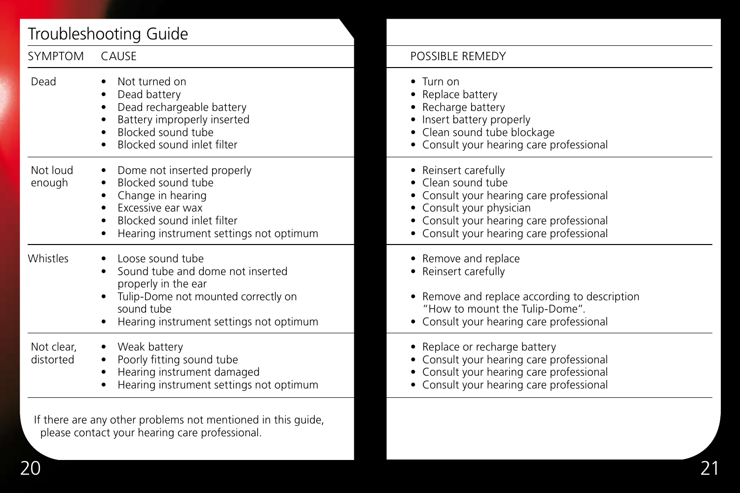# Troubleshooting Guide

| SYMPTOM | CAUSE | POSSIBLE REMEDY |
|---|---|---|
| Dead | • Not turned on<br>• Dead battery<br>• Dead rechargeable battery<br>• Battery improperly inserted<br>• Blocked sound tube<br>• Blocked sound inlet filter | • Turn on<br>• Replace battery<br>• Recharge battery<br>• Insert battery properly<br>• Clean sound tube blockage<br>• Consult your hearing care professional |
| Not loud enough | • Dome not inserted properly<br>• Blocked sound tube<br>• Change in hearing<br>• Excessive ear wax<br>• Blocked sound inlet filter<br>• Hearing instrument settings not optimum | • Reinsert carefully<br>• Clean sound tube<br>• Consult your hearing care professional<br>• Consult your physician<br>• Consult your hearing care professional<br>• Consult your hearing care professional |
| Whistles | • Loose sound tube<br>• Sound tube and dome not inserted properly in the ear<br>• Tulip-Dome not mounted correctly on sound tube<br>• Hearing instrument settings not optimum | • Remove and replace<br>• Reinsert carefully<br>• Remove and replace according to description "How to mount the Tulip-Dome".<br>• Consult your hearing care professional |
| Not clear, distorted | • Weak battery<br>• Poorly fitting sound tube<br>• Hearing instrument damaged<br>• Hearing instrument settings not optimum | • Replace or recharge battery<br>• Consult your hearing care professional<br>• Consult your hearing care professional<br>• Consult your hearing care professional |

If there are any other problems not mentioned in this guide, please contact your hearing care professional.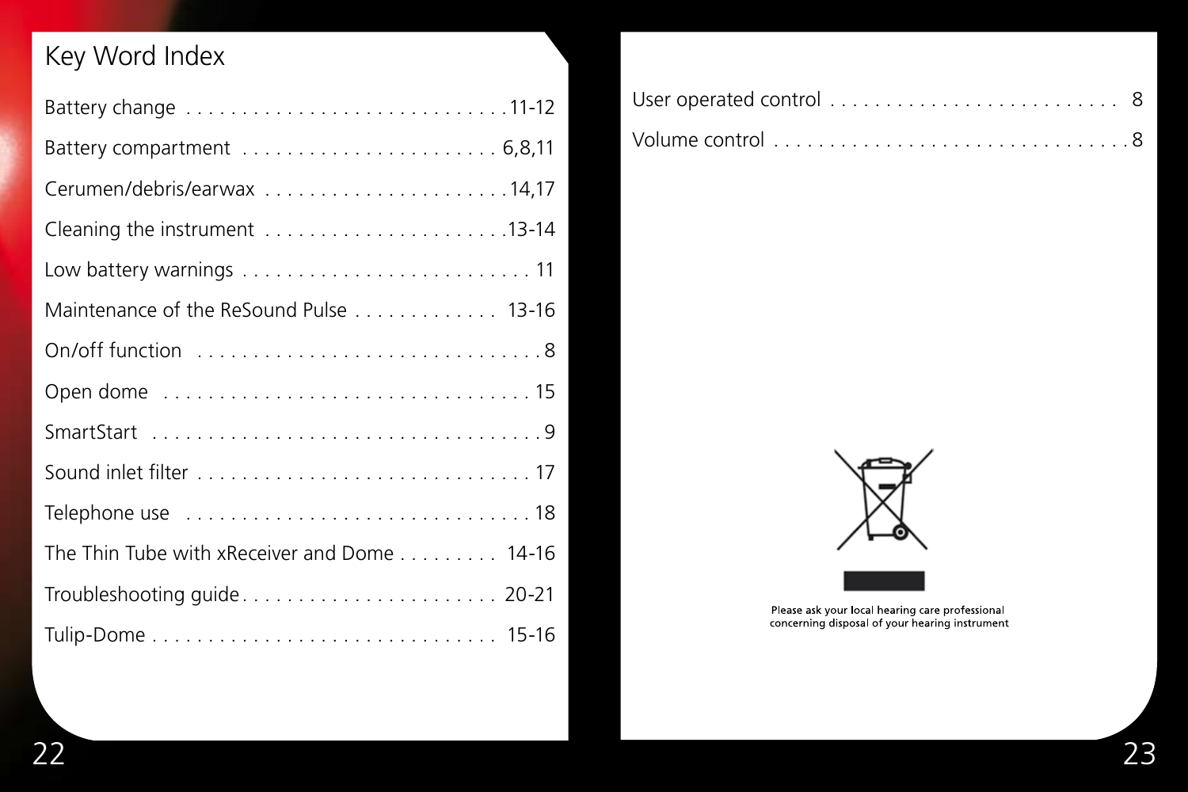# Key Word Index

Battery change . . . . . . . . . . . . . . . . . . . . . . . . . . . . . .11-12

Battery compartment . . . . . . . . . . . . . . . . . . . . . . . 6,8,11

Cerumen/debris/earwax . . . . . . . . . . . . . . . . . . . . . .14,17

Cleaning the instrument . . . . . . . . . . . . . . . . . . . . . .13-14

Low battery warnings . . . . . . . . . . . . . . . . . . . . . . . . . 11

Maintenance of the ReSound Pulse . . . . . . . . . . . . . 13-16

On/off function . . . . . . . . . . . . . . . . . . . . . . . . . . . . . . .8

Open dome . . . . . . . . . . . . . . . . . . . . . . . . . . . . . . . . 15

SmartStart . . . . . . . . . . . . . . . . . . . . . . . . . . . . . . . . . .9

Sound inlet filter . . . . . . . . . . . . . . . . . . . . . . . . . . . . . 17

Telephone use . . . . . . . . . . . . . . . . . . . . . . . . . . . . . . 18

The Thin Tube with xReceiver and Dome . . . . . . . . . 14-16

Troubleshooting guide . . . . . . . . . . . . . . . . . . . . . . . 20-21

Tulip-Dome . . . . . . . . . . . . . . . . . . . . . . . . . . . . . . 15-16

User operated control . . . . . . . . . . . . . . . . . . . . . . . . . . 8

Volume control . . . . . . . . . . . . . . . . . . . . . . . . . . . . . . . .8

Please ask your local hearing care professional concerning disposal of your hearing instrument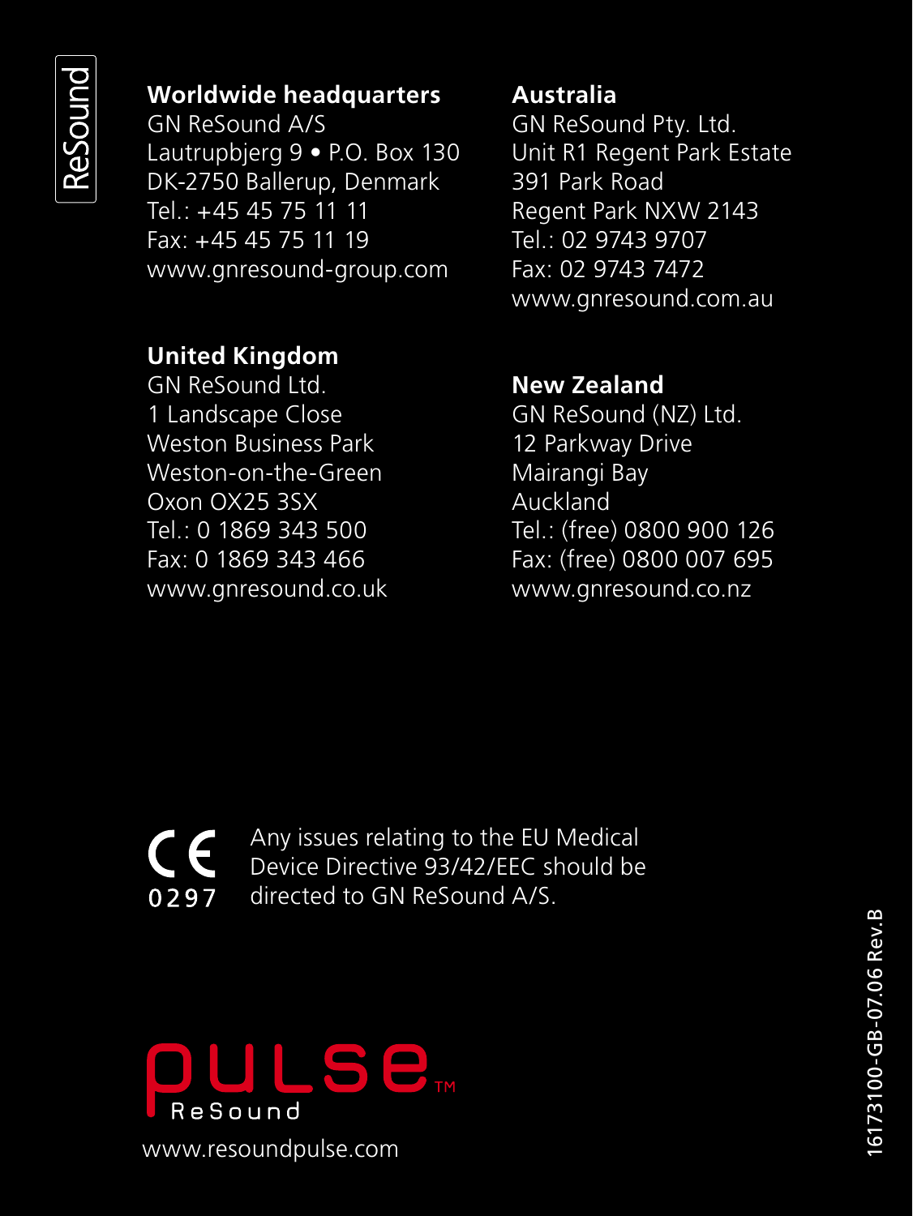ReSound

### Worldwide headquarters

GN ReSound A/S
Lautrupbjerg 9 • P.O. Box 130
DK-2750 Ballerup, Denmark
Tel.: +45 45 75 11 11
Fax: +45 45 75 11 19
www.gnresound-group.com

### United Kingdom

GN ReSound Ltd.
1 Landscape Close
Weston Business Park
Weston-on-the-Green
Oxon OX25 3SX
Tel.: 0 1869 343 500
Fax: 0 1869 343 466
www.gnresound.co.uk

### Australia

GN ReSound Pty. Ltd.
Unit R1 Regent Park Estate
391 Park Road
Regent Park NXW 2143
Tel.: 02 9743 9707
Fax: 02 9743 7472
www.gnresound.com.au

### New Zealand

GN ReSound (NZ) Ltd.
12 Parkway Drive
Mairangi Bay
Auckland
Tel.: (free) 0800 900 126
Fax: (free) 0800 007 695
www.gnresound.co.nz

CE 0297

Any issues relating to the EU Medical Device Directive 93/42/EEC should be directed to GN ReSound A/S.

pulse™ ReSound

www.resoundpulse.com

16173100-GB-07.06 Rev.B